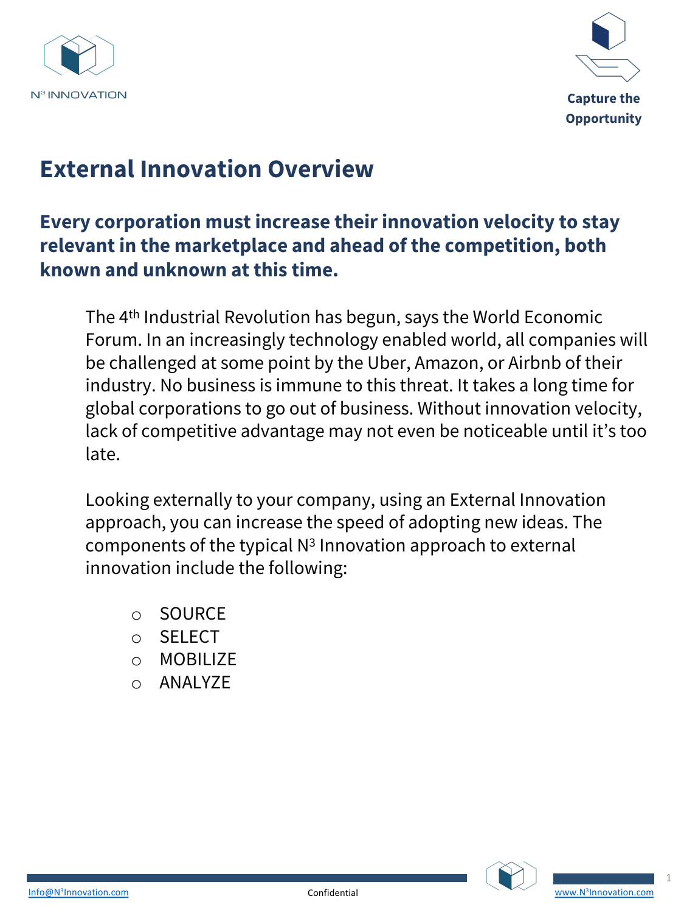N³ INNOVATION

**Capture the Opportunity**

# External Innovation Overview

## Every corporation must increase their innovation velocity to stay relevant in the marketplace and ahead of the competition, both known and unknown at this time.

The 4th Industrial Revolution has begun, says the World Economic Forum. In an increasingly technology enabled world, all companies will be challenged at some point by the Uber, Amazon, or Airbnb of their industry. No business is immune to this threat. It takes a long time for global corporations to go out of business. Without innovation velocity, lack of competitive advantage may not even be noticeable until it's too late.

Looking externally to your company, using an External Innovation approach, you can increase the speed of adopting new ideas. The components of the typical N³ Innovation approach to external innovation include the following:

- SOURCE
- SELECT
- MOBILIZE
- ANALYZE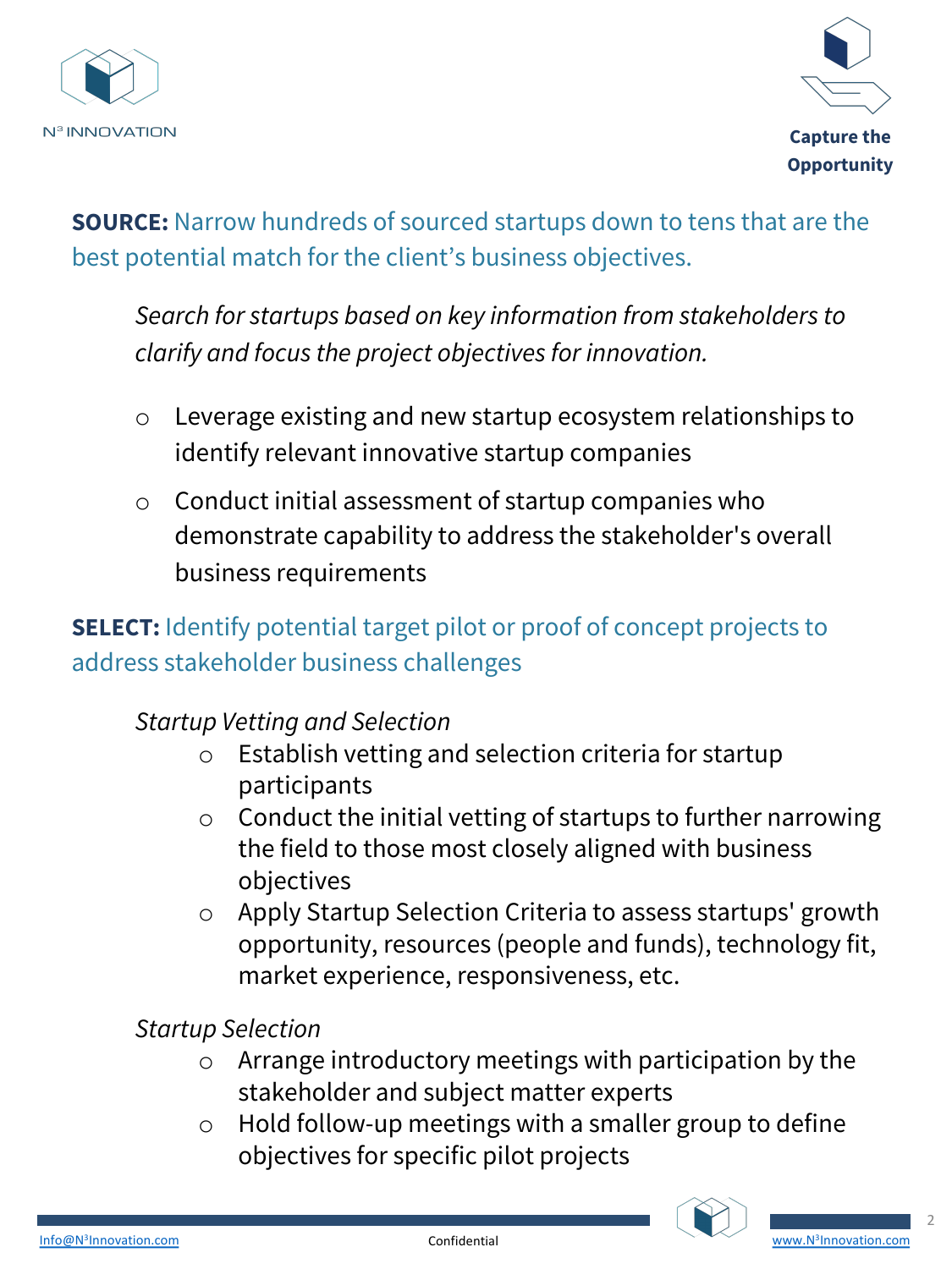**Capture the Opportunity**

**SOURCE:** Narrow hundreds of sourced startups down to tens that are the best potential match for the client's business objectives.

*Search for startups based on key information from stakeholders to clarify and focus the project objectives for innovation.*

- Leverage existing and new startup ecosystem relationships to identify relevant innovative startup companies
- Conduct initial assessment of startup companies who demonstrate capability to address the stakeholder's overall business requirements

**SELECT:** Identify potential target pilot or proof of concept projects to address stakeholder business challenges

*Startup Vetting and Selection*

- Establish vetting and selection criteria for startup participants
- Conduct the initial vetting of startups to further narrowing the field to those most closely aligned with business objectives
- Apply Startup Selection Criteria to assess startups' growth opportunity, resources (people and funds), technology fit, market experience, responsiveness, etc.

*Startup Selection*

- Arrange introductory meetings with participation by the stakeholder and subject matter experts
- Hold follow-up meetings with a smaller group to define objectives for specific pilot projects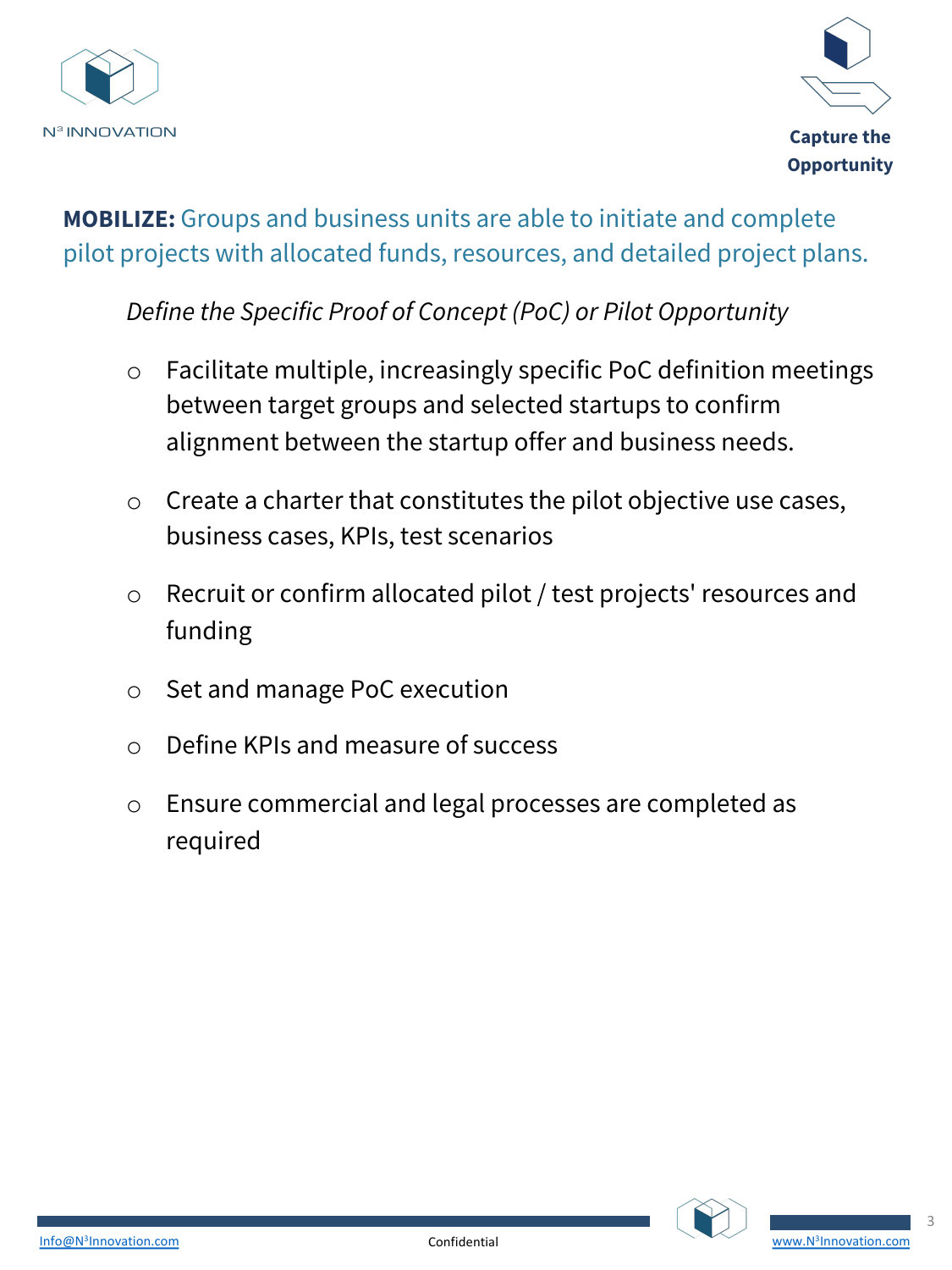**Capture the Opportunity**

**MOBILIZE:** Groups and business units are able to initiate and complete pilot projects with allocated funds, resources, and detailed project plans.

*Define the Specific Proof of Concept (PoC) or Pilot Opportunity*

- Facilitate multiple, increasingly specific PoC definition meetings between target groups and selected startups to confirm alignment between the startup offer and business needs.
- Create a charter that constitutes the pilot objective use cases, business cases, KPIs, test scenarios
- Recruit or confirm allocated pilot / test projects' resources and funding
- Set and manage PoC execution
- Define KPIs and measure of success
- Ensure commercial and legal processes are completed as required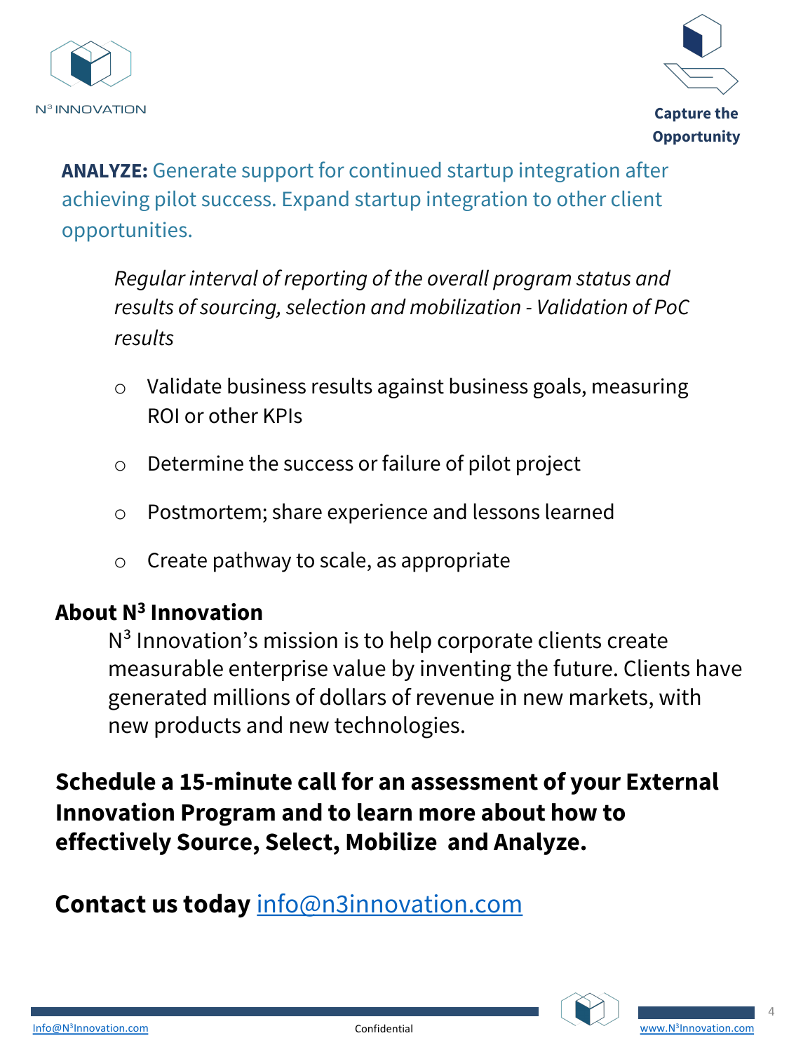**Capture the Opportunity**

**ANALYZE:** Generate support for continued startup integration after achieving pilot success. Expand startup integration to other client opportunities.

*Regular interval of reporting of the overall program status and results of sourcing, selection and mobilization - Validation of PoC results*

- Validate business results against business goals, measuring ROI or other KPIs
- Determine the success or failure of pilot project
- Postmortem; share experience and lessons learned
- Create pathway to scale, as appropriate

## About N$^3$ Innovation

N$^3$ Innovation's mission is to help corporate clients create measurable enterprise value by inventing the future. Clients have generated millions of dollars of revenue in new markets, with new products and new technologies.

**Schedule a 15-minute call for an assessment of your External Innovation Program and to learn more about how to effectively Source, Select, Mobilize and Analyze.**

**Contact us today** info@n3innovation.com